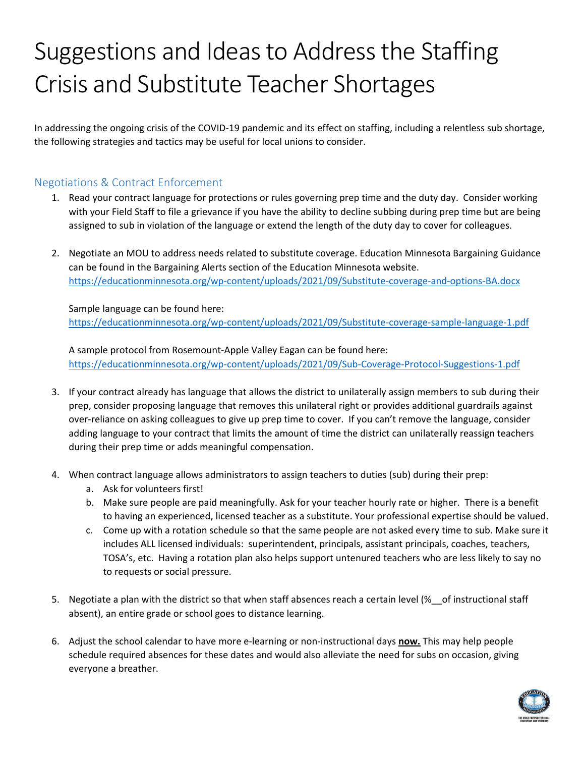# Suggestions and Ideas to Address the Staffing Crisis and Substitute Teacher Shortages

In addressing the ongoing crisis of the COVID-19 pandemic and its effect on staffing, including a relentless sub shortage, the following strategies and tactics may be useful for local unions to consider.

## Negotiations & Contract Enforcement

1. Read your contract language for protections or rules governing prep time and the duty day. Consider working with your Field Staff to file a grievance if you have the ability to decline subbing during prep time but are being assigned to sub in violation of the language or extend the length of the duty day to cover for colleagues.

2. Negotiate an MOU to address needs related to substitute coverage. Education Minnesota Bargaining Guidance can be found in the Bargaining Alerts section of the Education Minnesota website. https://educationminnesota.org/wp-content/uploads/2021/09/Substitute-coverage-and-options-BA.docx

   Sample language can be found here: https://educationminnesota.org/wp-content/uploads/2021/09/Substitute-coverage-sample-language-1.pdf

   A sample protocol from Rosemount-Apple Valley Eagan can be found here: https://educationminnesota.org/wp-content/uploads/2021/09/Sub-Coverage-Protocol-Suggestions-1.pdf

3. If your contract already has language that allows the district to unilaterally assign members to sub during their prep, consider proposing language that removes this unilateral right or provides additional guardrails against over-reliance on asking colleagues to give up prep time to cover. If you can't remove the language, consider adding language to your contract that limits the amount of time the district can unilaterally reassign teachers during their prep time or adds meaningful compensation.

4. When contract language allows administrators to assign teachers to duties (sub) during their prep:
   a. Ask for volunteers first!
   b. Make sure people are paid meaningfully. Ask for your teacher hourly rate or higher. There is a benefit to having an experienced, licensed teacher as a substitute. Your professional expertise should be valued.
   c. Come up with a rotation schedule so that the same people are not asked every time to sub. Make sure it includes ALL licensed individuals: superintendent, principals, assistant principals, coaches, teachers, TOSA's, etc. Having a rotation plan also helps support untenured teachers who are less likely to say no to requests or social pressure.

5. Negotiate a plan with the district so that when staff absences reach a certain level (%__of instructional staff absent), an entire grade or school goes to distance learning.

6. Adjust the school calendar to have more e-learning or non-instructional days **now.** This may help people schedule required absences for these dates and would also alleviate the need for subs on occasion, giving everyone a breather.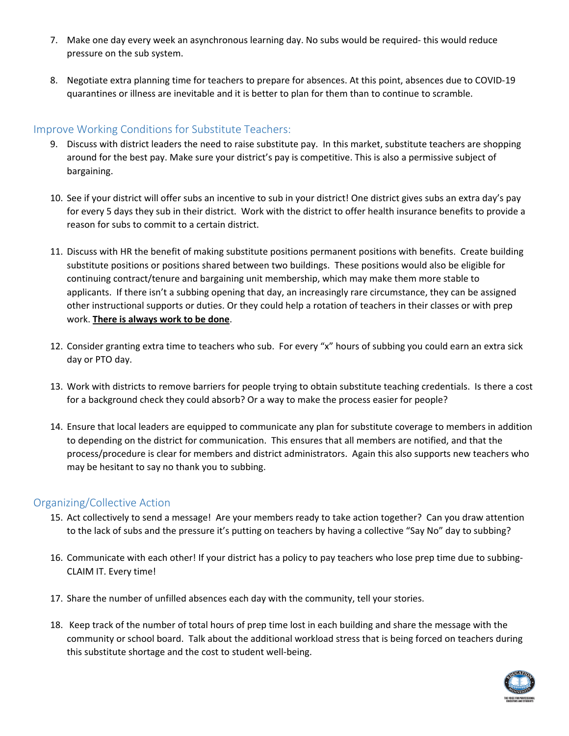7. Make one day every week an asynchronous learning day. No subs would be required- this would reduce pressure on the sub system.

8. Negotiate extra planning time for teachers to prepare for absences. At this point, absences due to COVID-19 quarantines or illness are inevitable and it is better to plan for them than to continue to scramble.

## Improve Working Conditions for Substitute Teachers:

9. Discuss with district leaders the need to raise substitute pay. In this market, substitute teachers are shopping around for the best pay. Make sure your district's pay is competitive. This is also a permissive subject of bargaining.

10. See if your district will offer subs an incentive to sub in your district! One district gives subs an extra day's pay for every 5 days they sub in their district. Work with the district to offer health insurance benefits to provide a reason for subs to commit to a certain district.

11. Discuss with HR the benefit of making substitute positions permanent positions with benefits. Create building substitute positions or positions shared between two buildings. These positions would also be eligible for continuing contract/tenure and bargaining unit membership, which may make them more stable to applicants. If there isn't a subbing opening that day, an increasingly rare circumstance, they can be assigned other instructional supports or duties. Or they could help a rotation of teachers in their classes or with prep work. **<u>There is always work to be done</u>**.

12. Consider granting extra time to teachers who sub. For every "x" hours of subbing you could earn an extra sick day or PTO day.

13. Work with districts to remove barriers for people trying to obtain substitute teaching credentials. Is there a cost for a background check they could absorb? Or a way to make the process easier for people?

14. Ensure that local leaders are equipped to communicate any plan for substitute coverage to members in addition to depending on the district for communication. This ensures that all members are notified, and that the process/procedure is clear for members and district administrators. Again this also supports new teachers who may be hesitant to say no thank you to subbing.

## Organizing/Collective Action

15. Act collectively to send a message! Are your members ready to take action together? Can you draw attention to the lack of subs and the pressure it's putting on teachers by having a collective "Say No" day to subbing?

16. Communicate with each other! If your district has a policy to pay teachers who lose prep time due to subbing- CLAIM IT. Every time!

17. Share the number of unfilled absences each day with the community, tell your stories.

18. Keep track of the number of total hours of prep time lost in each building and share the message with the community or school board. Talk about the additional workload stress that is being forced on teachers during this substitute shortage and the cost to student well-being.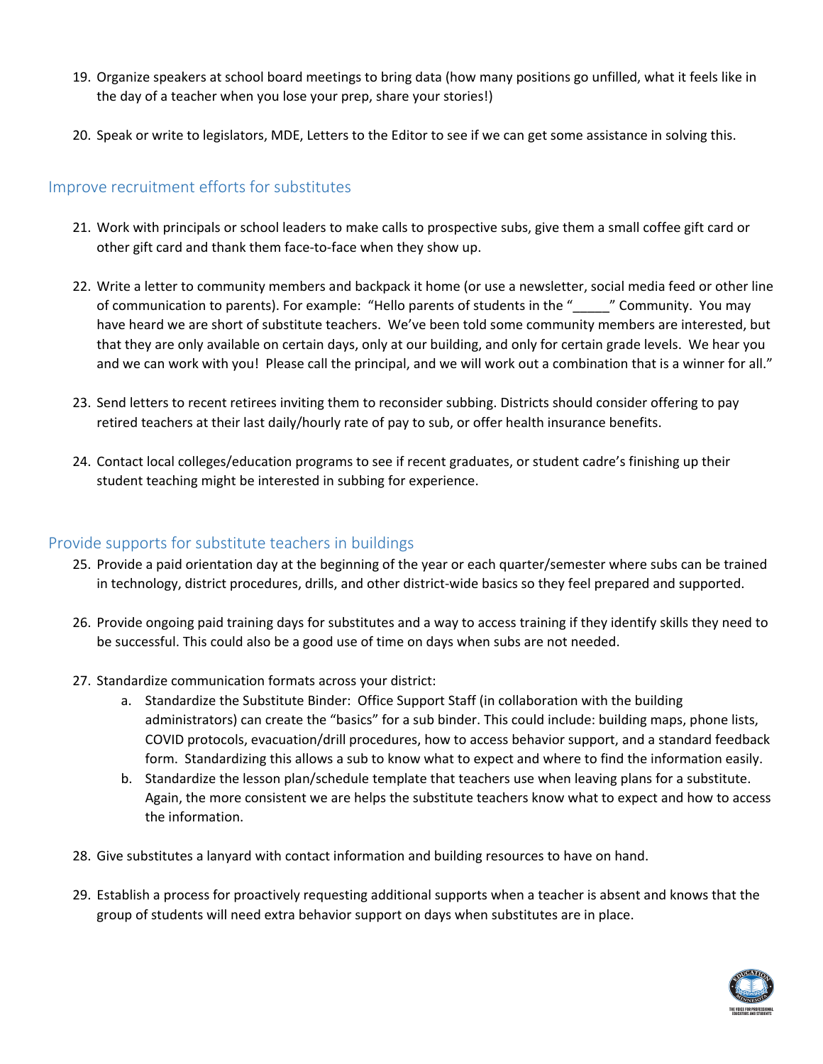19. Organize speakers at school board meetings to bring data (how many positions go unfilled, what it feels like in the day of a teacher when you lose your prep, share your stories!)

20. Speak or write to legislators, MDE, Letters to the Editor to see if we can get some assistance in solving this.

## Improve recruitment efforts for substitutes

21. Work with principals or school leaders to make calls to prospective subs, give them a small coffee gift card or other gift card and thank them face-to-face when they show up.

22. Write a letter to community members and backpack it home (or use a newsletter, social media feed or other line of communication to parents). For example: "Hello parents of students in the "_____" Community. You may have heard we are short of substitute teachers. We've been told some community members are interested, but that they are only available on certain days, only at our building, and only for certain grade levels. We hear you and we can work with you! Please call the principal, and we will work out a combination that is a winner for all."

23. Send letters to recent retirees inviting them to reconsider subbing. Districts should consider offering to pay retired teachers at their last daily/hourly rate of pay to sub, or offer health insurance benefits.

24. Contact local colleges/education programs to see if recent graduates, or student cadre's finishing up their student teaching might be interested in subbing for experience.

## Provide supports for substitute teachers in buildings

25. Provide a paid orientation day at the beginning of the year or each quarter/semester where subs can be trained in technology, district procedures, drills, and other district-wide basics so they feel prepared and supported.

26. Provide ongoing paid training days for substitutes and a way to access training if they identify skills they need to be successful. This could also be a good use of time on days when subs are not needed.

27. Standardize communication formats across your district:
    a. Standardize the Substitute Binder: Office Support Staff (in collaboration with the building administrators) can create the "basics" for a sub binder. This could include: building maps, phone lists, COVID protocols, evacuation/drill procedures, how to access behavior support, and a standard feedback form. Standardizing this allows a sub to know what to expect and where to find the information easily.
    b. Standardize the lesson plan/schedule template that teachers use when leaving plans for a substitute. Again, the more consistent we are helps the substitute teachers know what to expect and how to access the information.

28. Give substitutes a lanyard with contact information and building resources to have on hand.

29. Establish a process for proactively requesting additional supports when a teacher is absent and knows that the group of students will need extra behavior support on days when substitutes are in place.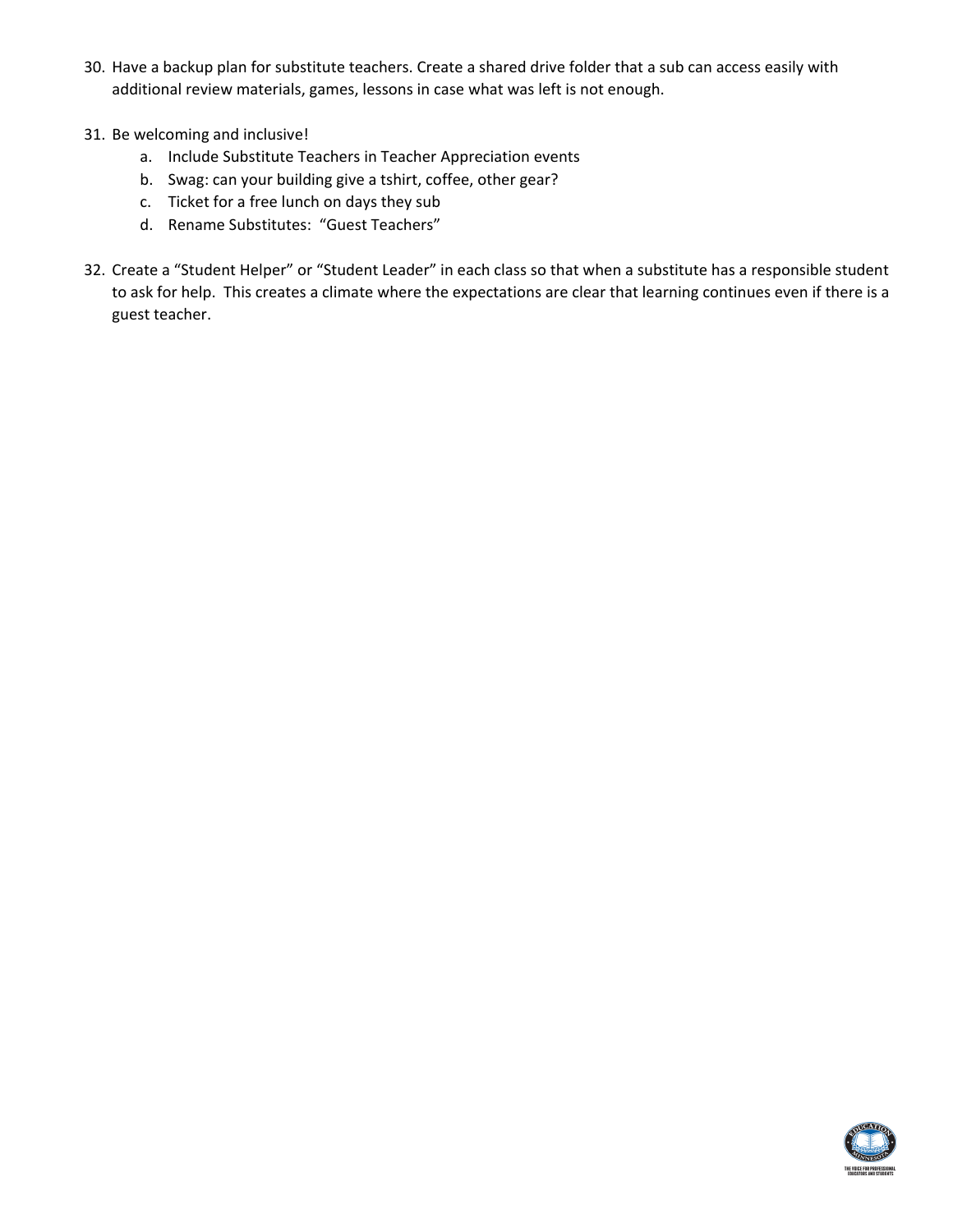30. Have a backup plan for substitute teachers. Create a shared drive folder that a sub can access easily with additional review materials, games, lessons in case what was left is not enough.

31. Be welcoming and inclusive!
    a. Include Substitute Teachers in Teacher Appreciation events
    b. Swag: can your building give a tshirt, coffee, other gear?
    c. Ticket for a free lunch on days they sub
    d. Rename Substitutes: "Guest Teachers"

32. Create a "Student Helper" or "Student Leader" in each class so that when a substitute has a responsible student to ask for help. This creates a climate where the expectations are clear that learning continues even if there is a guest teacher.